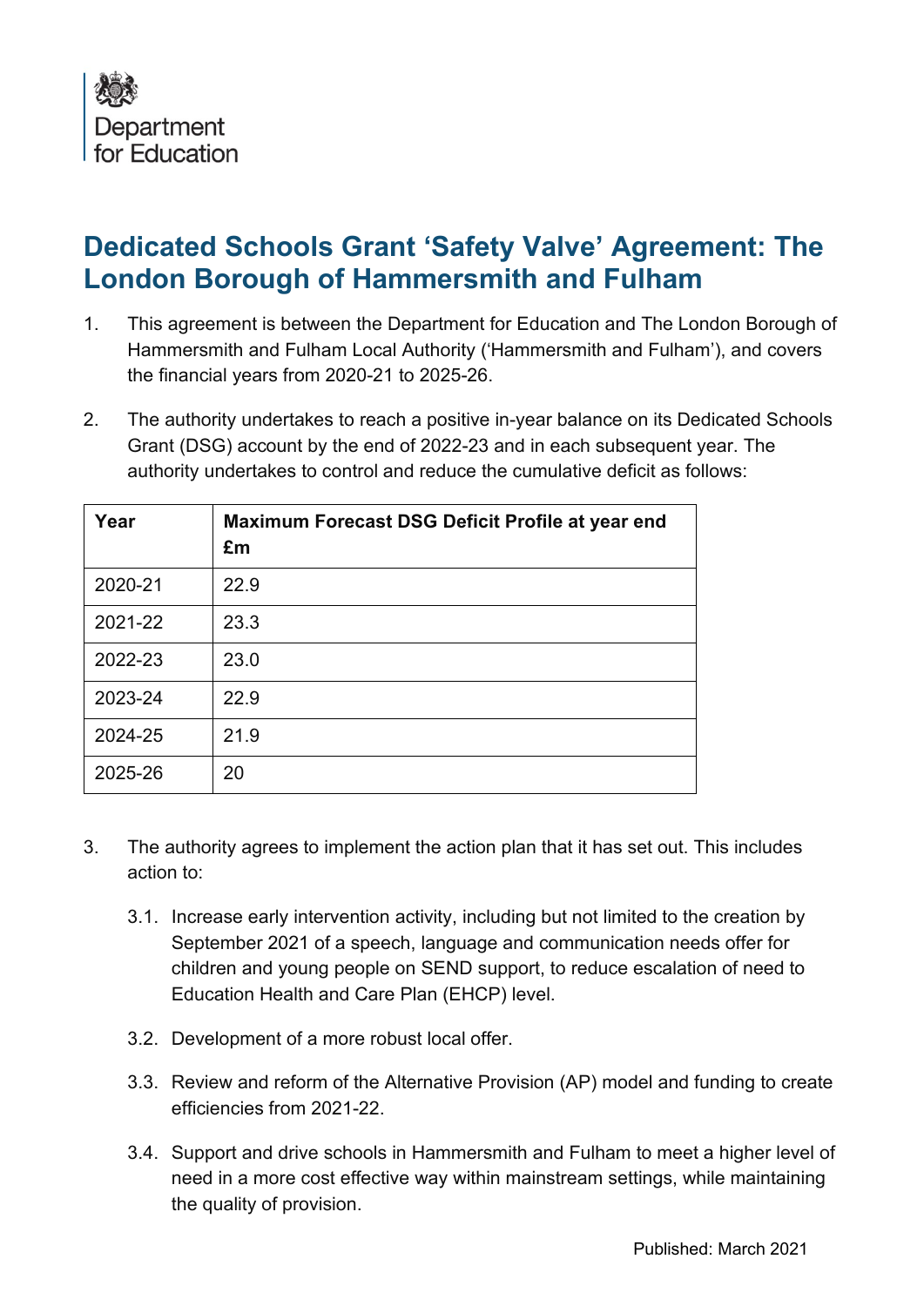Department for Education

# Dedicated Schools Grant ‘Safety Valve’ Agreement: The London Borough of Hammersmith and Fulham

1. This agreement is between the Department for Education and The London Borough of Hammersmith and Fulham Local Authority (‘Hammersmith and Fulham’), and covers the financial years from 2020-21 to 2025-26.

2. The authority undertakes to reach a positive in-year balance on its Dedicated Schools Grant (DSG) account by the end of 2022-23 and in each subsequent year. The authority undertakes to control and reduce the cumulative deficit as follows:

| Year | Maximum Forecast DSG Deficit Profile at year end £m |
|---|---|
| 2020-21 | 22.9 |
| 2021-22 | 23.3 |
| 2022-23 | 23.0 |
| 2023-24 | 22.9 |
| 2024-25 | 21.9 |
| 2025-26 | 20 |

3. The authority agrees to implement the action plan that it has set out. This includes action to:

   3.1. Increase early intervention activity, including but not limited to the creation by September 2021 of a speech, language and communication needs offer for children and young people on SEND support, to reduce escalation of need to Education Health and Care Plan (EHCP) level.

   3.2. Development of a more robust local offer.

   3.3. Review and reform of the Alternative Provision (AP) model and funding to create efficiencies from 2021-22.

   3.4. Support and drive schools in Hammersmith and Fulham to meet a higher level of need in a more cost effective way within mainstream settings, while maintaining the quality of provision.

Published: March 2021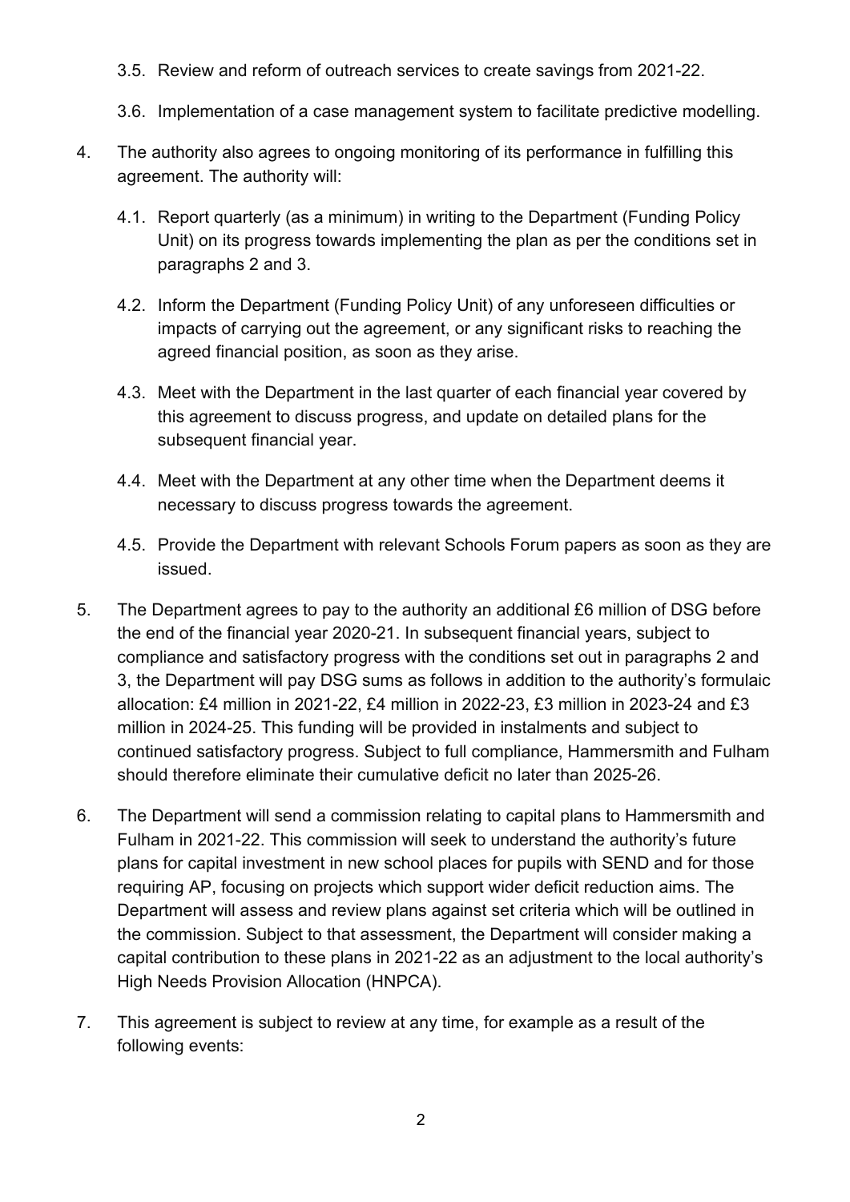3.5. Review and reform of outreach services to create savings from 2021-22.

3.6. Implementation of a case management system to facilitate predictive modelling.

4. The authority also agrees to ongoing monitoring of its performance in fulfilling this agreement. The authority will:

   4.1. Report quarterly (as a minimum) in writing to the Department (Funding Policy Unit) on its progress towards implementing the plan as per the conditions set in paragraphs 2 and 3.

   4.2. Inform the Department (Funding Policy Unit) of any unforeseen difficulties or impacts of carrying out the agreement, or any significant risks to reaching the agreed financial position, as soon as they arise.

   4.3. Meet with the Department in the last quarter of each financial year covered by this agreement to discuss progress, and update on detailed plans for the subsequent financial year.

   4.4. Meet with the Department at any other time when the Department deems it necessary to discuss progress towards the agreement.

   4.5. Provide the Department with relevant Schools Forum papers as soon as they are issued.

5. The Department agrees to pay to the authority an additional £6 million of DSG before the end of the financial year 2020-21. In subsequent financial years, subject to compliance and satisfactory progress with the conditions set out in paragraphs 2 and 3, the Department will pay DSG sums as follows in addition to the authority's formulaic allocation: £4 million in 2021-22, £4 million in 2022-23, £3 million in 2023-24 and £3 million in 2024-25. This funding will be provided in instalments and subject to continued satisfactory progress. Subject to full compliance, Hammersmith and Fulham should therefore eliminate their cumulative deficit no later than 2025-26.

6. The Department will send a commission relating to capital plans to Hammersmith and Fulham in 2021-22. This commission will seek to understand the authority's future plans for capital investment in new school places for pupils with SEND and for those requiring AP, focusing on projects which support wider deficit reduction aims. The Department will assess and review plans against set criteria which will be outlined in the commission. Subject to that assessment, the Department will consider making a capital contribution to these plans in 2021-22 as an adjustment to the local authority's High Needs Provision Allocation (HNPCA).

7. This agreement is subject to review at any time, for example as a result of the following events: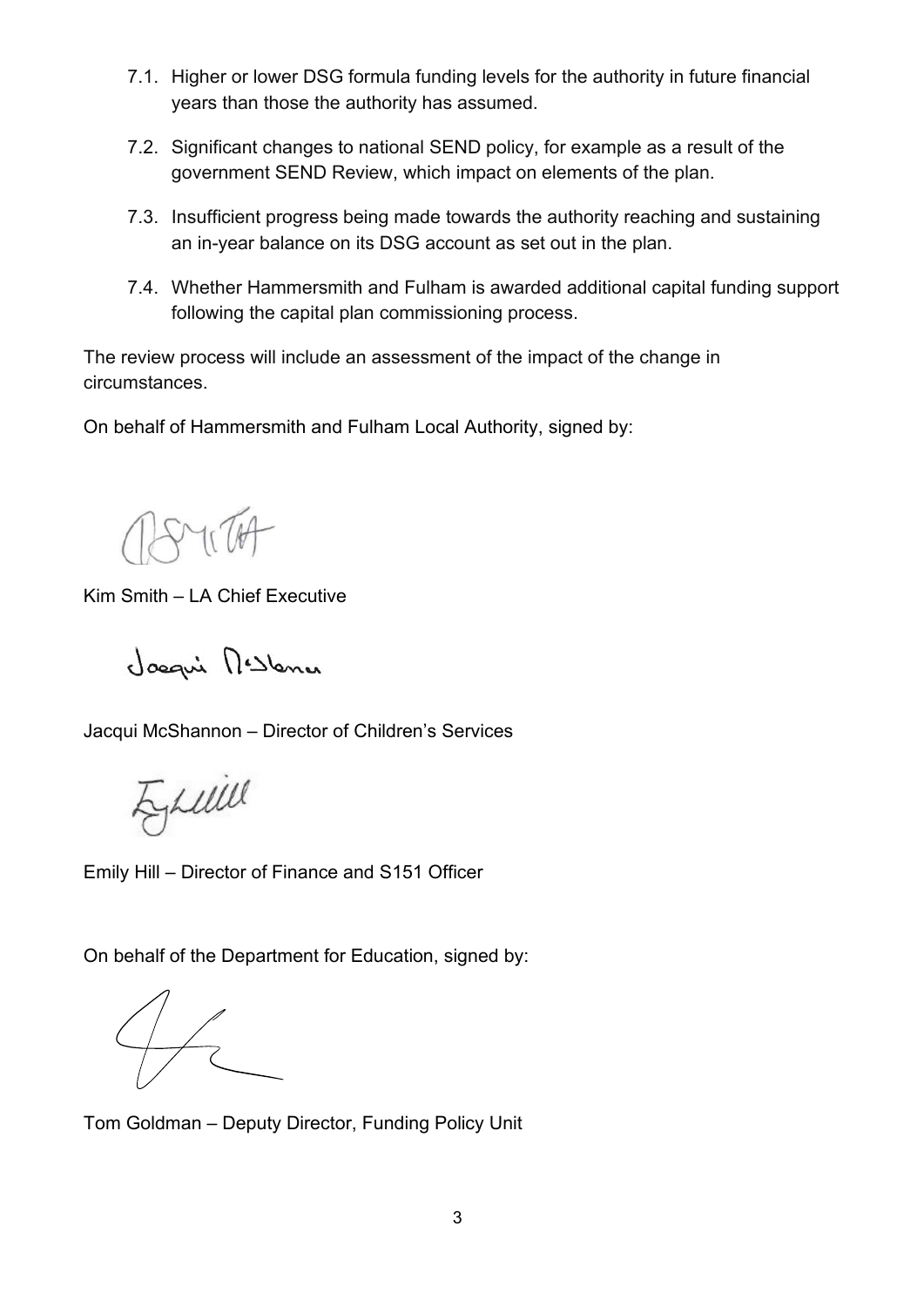7.1. Higher or lower DSG formula funding levels for the authority in future financial years than those the authority has assumed.

7.2. Significant changes to national SEND policy, for example as a result of the government SEND Review, which impact on elements of the plan.

7.3. Insufficient progress being made towards the authority reaching and sustaining an in-year balance on its DSG account as set out in the plan.

7.4. Whether Hammersmith and Fulham is awarded additional capital funding support following the capital plan commissioning process.

The review process will include an assessment of the impact of the change in circumstances.

On behalf of Hammersmith and Fulham Local Authority, signed by:

Kim Smith – LA Chief Executive

Jacqui McShannon – Director of Children's Services

Emily Hill – Director of Finance and S151 Officer

On behalf of the Department for Education, signed by:

Tom Goldman – Deputy Director, Funding Policy Unit